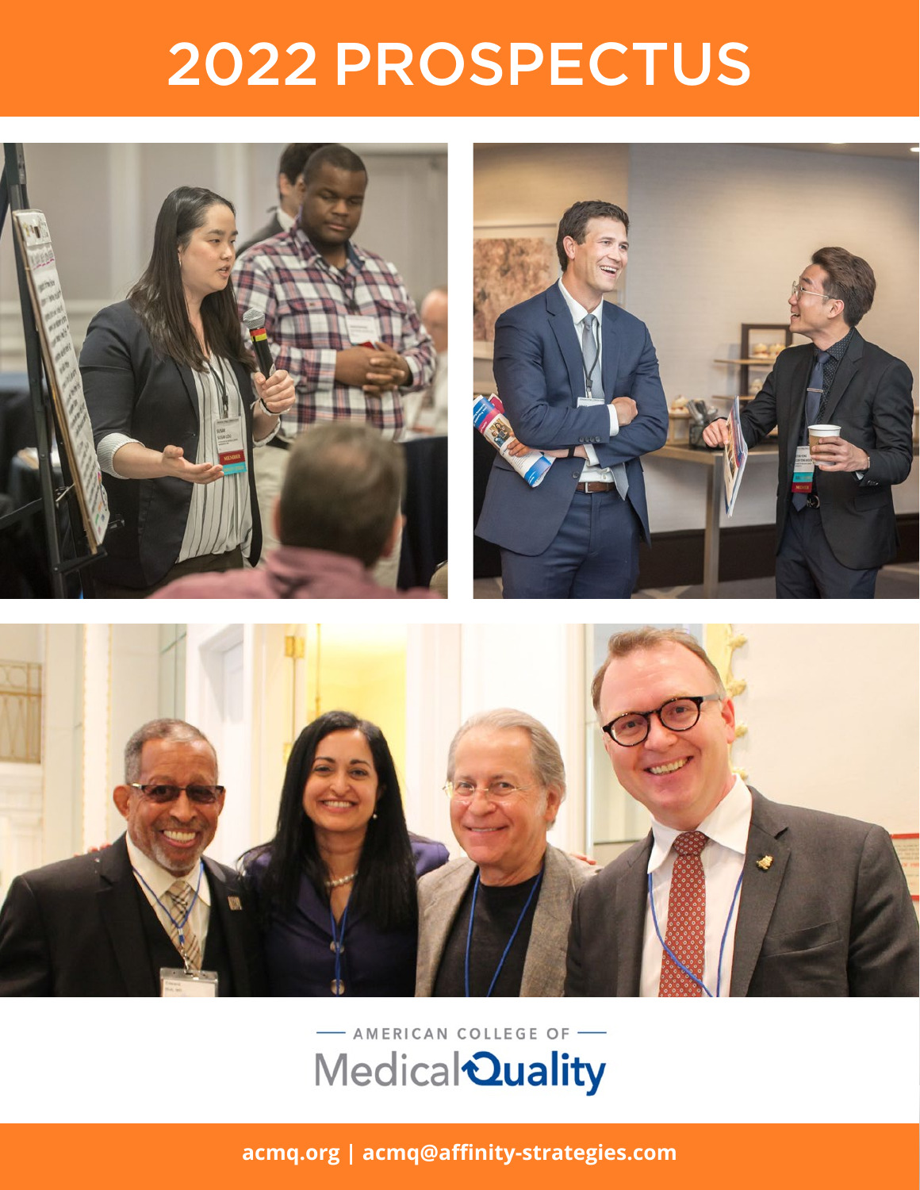# 2022 PROSPECTUS

AMERICAN COLLEGE OF

Medical Quality

acmq.org | acmq@affinity-strategies.com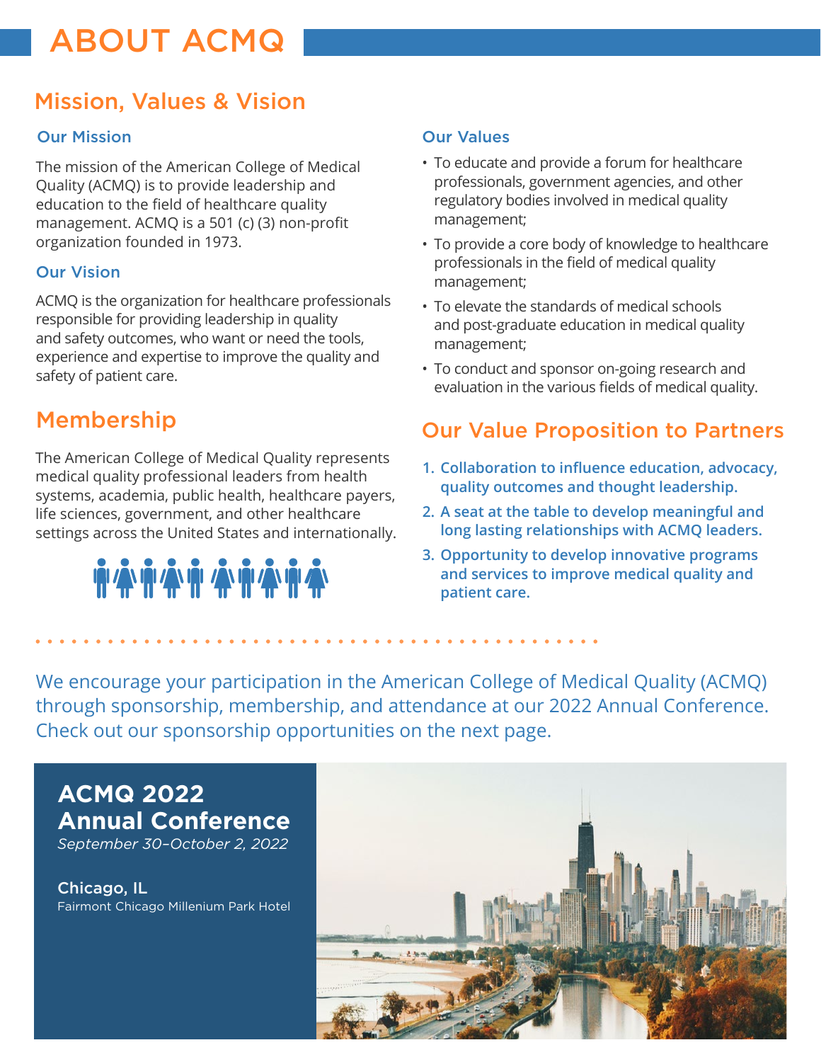# ABOUT ACMQ

## Mission, Values & Vision

### Our Mission

The mission of the American College of Medical Quality (ACMQ) is to provide leadership and education to the field of healthcare quality management. ACMQ is a 501 (c) (3) non-profit organization founded in 1973.

### Our Vision

ACMQ is the organization for healthcare professionals responsible for providing leadership in quality and safety outcomes, who want or need the tools, experience and expertise to improve the quality and safety of patient care.

### Our Values

- To educate and provide a forum for healthcare professionals, government agencies, and other regulatory bodies involved in medical quality management;
- To provide a core body of knowledge to healthcare professionals in the field of medical quality management;
- To elevate the standards of medical schools and post-graduate education in medical quality management;
- To conduct and sponsor on-going research and evaluation in the various fields of medical quality.

## Membership

The American College of Medical Quality represents medical quality professional leaders from health systems, academia, public health, healthcare payers, life sciences, government, and other healthcare settings across the United States and internationally.

## Our Value Proposition to Partners

1. **Collaboration to influence education, advocacy, quality outcomes and thought leadership.**
2. **A seat at the table to develop meaningful and long lasting relationships with ACMQ leaders.**
3. **Opportunity to develop innovative programs and services to improve medical quality and patient care.**

We encourage your participation in the American College of Medical Quality (ACMQ) through sponsorship, membership, and attendance at our 2022 Annual Conference. Check out our sponsorship opportunities on the next page.

## ACMQ 2022 Annual Conference

*September 30–October 2, 2022*

**Chicago, IL**
Fairmont Chicago Millenium Park Hotel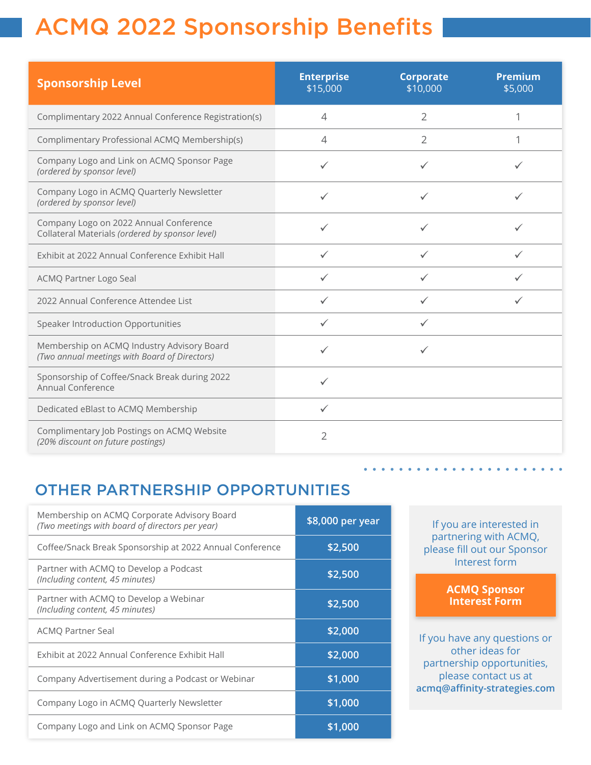# ACMQ 2022 Sponsorship Benefits

| Sponsorship Level | Enterprise $15,000 | Corporate $10,000 | Premium $5,000 |
|---|---|---|---|
| Complimentary 2022 Annual Conference Registration(s) | 4 | 2 | 1 |
| Complimentary Professional ACMQ Membership(s) | 4 | 2 | 1 |
| Company Logo and Link on ACMQ Sponsor Page *(ordered by sponsor level)* | ✓ | ✓ | ✓ |
| Company Logo in ACMQ Quarterly Newsletter *(ordered by sponsor level)* | ✓ | ✓ | ✓ |
| Company Logo on 2022 Annual Conference Collateral Materials *(ordered by sponsor level)* | ✓ | ✓ | ✓ |
| Exhibit at 2022 Annual Conference Exhibit Hall | ✓ | ✓ | ✓ |
| ACMQ Partner Logo Seal | ✓ | ✓ | ✓ |
| 2022 Annual Conference Attendee List | ✓ | ✓ | ✓ |
| Speaker Introduction Opportunities | ✓ | ✓ | |
| Membership on ACMQ Industry Advisory Board *(Two annual meetings with Board of Directors)* | ✓ | ✓ | |
| Sponsorship of Coffee/Snack Break during 2022 Annual Conference | ✓ | | |
| Dedicated eBlast to ACMQ Membership | ✓ | | |
| Complimentary Job Postings on ACMQ Website *(20% discount on future postings)* | 2 | | |

## OTHER PARTNERSHIP OPPORTUNITIES

| | |
|---|---|
| Membership on ACMQ Corporate Advisory Board *(Two meetings with board of directors per year)* | $8,000 per year |
| Coffee/Snack Break Sponsorship at 2022 Annual Conference | $2,500 |
| Partner with ACMQ to Develop a Podcast *(Including content, 45 minutes)* | $2,500 |
| Partner with ACMQ to Develop a Webinar *(Including content, 45 minutes)* | $2,500 |
| ACMQ Partner Seal | $2,000 |
| Exhibit at 2022 Annual Conference Exhibit Hall | $2,000 |
| Company Advertisement during a Podcast or Webinar | $1,000 |
| Company Logo in ACMQ Quarterly Newsletter | $1,000 |
| Company Logo and Link on ACMQ Sponsor Page | $1,000 |

If you are interested in partnering with ACMQ, please fill out our Sponsor Interest form

**ACMQ Sponsor Interest Form**

If you have any questions or other ideas for partnership opportunities, please contact us at **acmq@affinity-strategies.com**